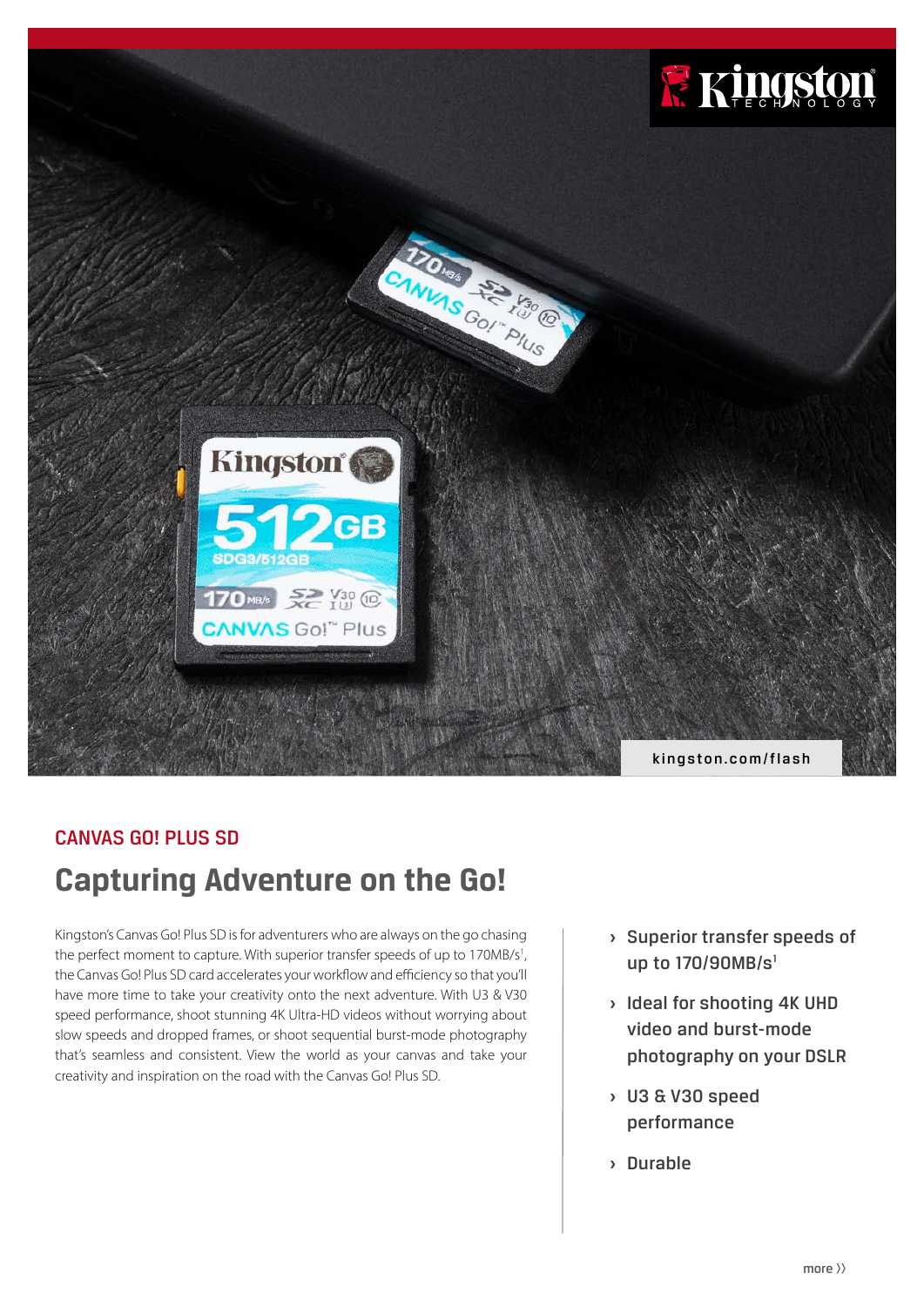kingston.com/flash

CANVAS GO! PLUS SD

# Capturing Adventure on the Go!

Kingston's Canvas Go! Plus SD is for adventurers who are always on the go chasing the perfect moment to capture. With superior transfer speeds of up to 170MB/s[1], the Canvas Go! Plus SD card accelerates your workflow and efficiency so that you'll have more time to take your creativity onto the next adventure. With U3 & V30 speed performance, shoot stunning 4K Ultra-HD videos without worrying about slow speeds and dropped frames, or shoot sequential burst-mode photography that's seamless and consistent. View the world as your canvas and take your creativity and inspiration on the road with the Canvas Go! Plus SD.

- **Superior transfer speeds of up to 170/90MB/s[1]**
- **Ideal for shooting 4K UHD video and burst-mode photography on your DSLR**
- **U3 & V30 speed performance**
- **Durable**

more ››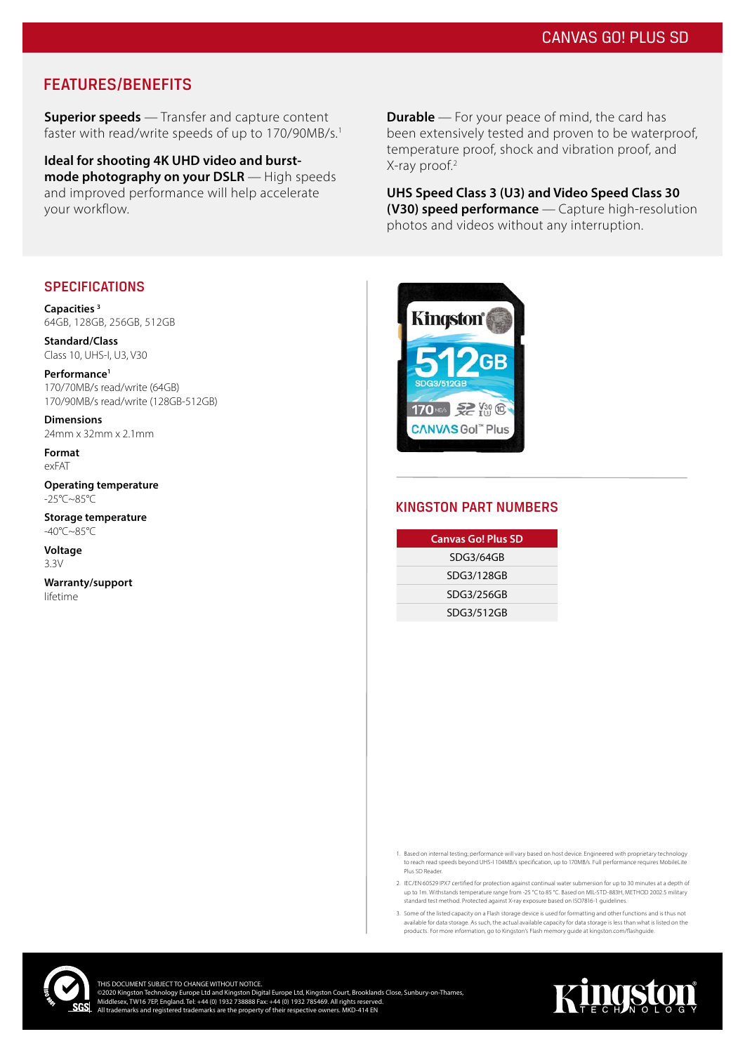## FEATURES/BENEFITS

**Superior speeds** — Transfer and capture content faster with read/write speeds of up to 170/90MB/s.[1]

**Ideal for shooting 4K UHD video and burst-mode photography on your DSLR** — High speeds and improved performance will help accelerate your workflow.

**Durable** — For your peace of mind, the card has been extensively tested and proven to be waterproof, temperature proof, shock and vibration proof, and X-ray proof.[2]

**UHS Speed Class 3 (U3) and Video Speed Class 30 (V30) speed performance** — Capture high-resolution photos and videos without any interruption.

## SPECIFICATIONS

**Capacities [3]**
64GB, 128GB, 256GB, 512GB

**Standard/Class**
Class 10, UHS-I, U3, V30

**Performance[1]**
170/70MB/s read/write (64GB)
170/90MB/s read/write (128GB-512GB)

**Dimensions**
24mm x 32mm x 2.1mm

**Format**
exFAT

**Operating temperature**
-25°C~85°C

**Storage temperature**
-40°C~85°C

**Voltage**
3.3V

**Warranty/support**
lifetime

## KINGSTON PART NUMBERS

| Canvas Go! Plus SD |
|---|
| SDG3/64GB |
| SDG3/128GB |
| SDG3/256GB |
| SDG3/512GB |

1. Based on internal testing; performance will vary based on host device. Engineered with proprietary technology to reach read speeds beyond UHS-I 104MB/s specification, up to 170MB/s. Full performance requires MobileLite Plus SD Reader.
2. IEC/EN 60529 IPX7 certified for protection against continual water submersion for up to 30 minutes at a depth of up to 1m. Withstands temperature range from -25 °C to 85 °C. Based on MIL-STD-883H, METHOD 2002.5 military standard test method. Protected against X-ray exposure based on ISO7816-1 guidelines.
3. Some of the listed capacity on a Flash storage device is used for formatting and other functions and is thus not available for data storage. As such, the actual available capacity for data storage is less than what is listed on the products. For more information, go to Kingston's Flash memory guide at kingston.com/flashguide.

THIS DOCUMENT SUBJECT TO CHANGE WITHOUT NOTICE.
©2020 Kingston Technology Europe Ltd and Kingston Digital Europe Ltd, Kingston Court, Brooklands Close, Sunbury-on-Thames, Middlesex, TW16 7EP, England. Tel: +44 (0) 1932 738888 Fax: +44 (0) 1932 785469. All rights reserved.
All trademarks and registered trademarks are the property of their respective owners. MKD-414 EN